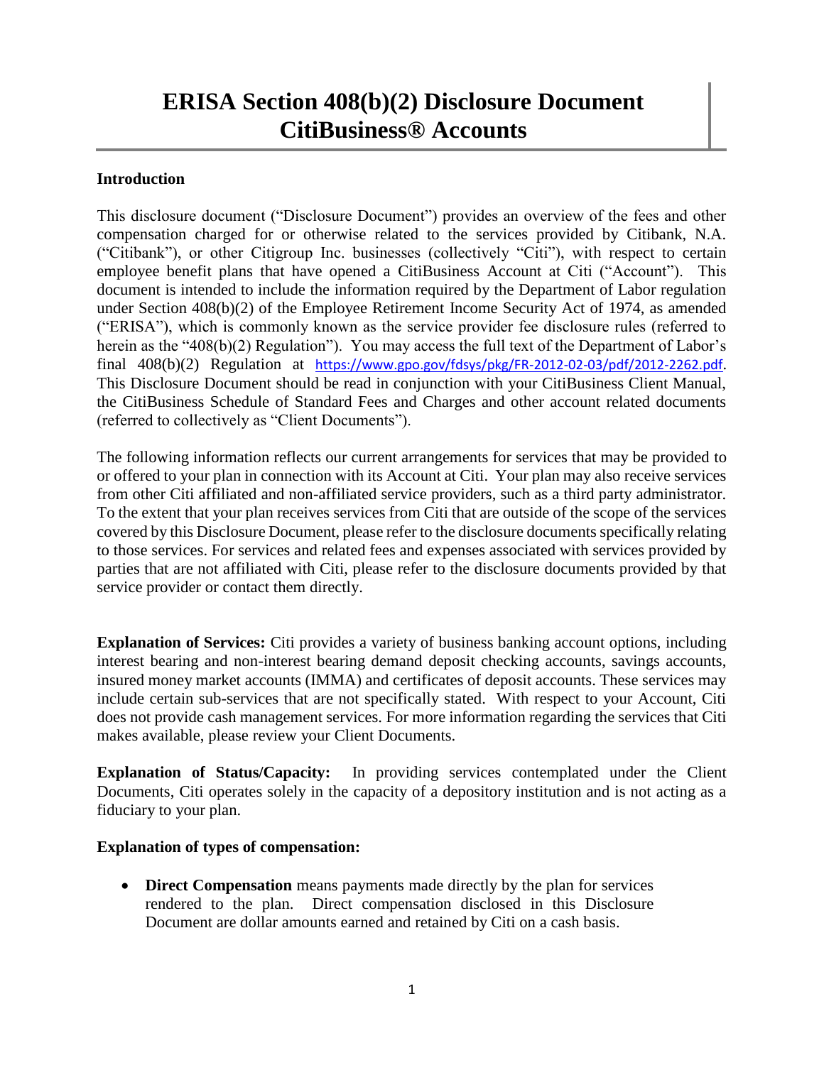# ERISA Section 408(b)(2) Disclosure Document CitiBusiness® Accounts

## Introduction

This disclosure document ("Disclosure Document") provides an overview of the fees and other compensation charged for or otherwise related to the services provided by Citibank, N.A. ("Citibank"), or other Citigroup Inc. businesses (collectively "Citi"), with respect to certain employee benefit plans that have opened a CitiBusiness Account at Citi ("Account"). This document is intended to include the information required by the Department of Labor regulation under Section 408(b)(2) of the Employee Retirement Income Security Act of 1974, as amended ("ERISA"), which is commonly known as the service provider fee disclosure rules (referred to herein as the "408(b)(2) Regulation"). You may access the full text of the Department of Labor's final 408(b)(2) Regulation at https://www.gpo.gov/fdsys/pkg/FR-2012-02-03/pdf/2012-2262.pdf. This Disclosure Document should be read in conjunction with your CitiBusiness Client Manual, the CitiBusiness Schedule of Standard Fees and Charges and other account related documents (referred to collectively as "Client Documents").

The following information reflects our current arrangements for services that may be provided to or offered to your plan in connection with its Account at Citi. Your plan may also receive services from other Citi affiliated and non-affiliated service providers, such as a third party administrator. To the extent that your plan receives services from Citi that are outside of the scope of the services covered by this Disclosure Document, please refer to the disclosure documents specifically relating to those services. For services and related fees and expenses associated with services provided by parties that are not affiliated with Citi, please refer to the disclosure documents provided by that service provider or contact them directly.

**Explanation of Services:** Citi provides a variety of business banking account options, including interest bearing and non-interest bearing demand deposit checking accounts, savings accounts, insured money market accounts (IMMA) and certificates of deposit accounts. These services may include certain sub-services that are not specifically stated. With respect to your Account, Citi does not provide cash management services. For more information regarding the services that Citi makes available, please review your Client Documents.

**Explanation of Status/Capacity:** In providing services contemplated under the Client Documents, Citi operates solely in the capacity of a depository institution and is not acting as a fiduciary to your plan.

**Explanation of types of compensation:**

- **Direct Compensation** means payments made directly by the plan for services rendered to the plan. Direct compensation disclosed in this Disclosure Document are dollar amounts earned and retained by Citi on a cash basis.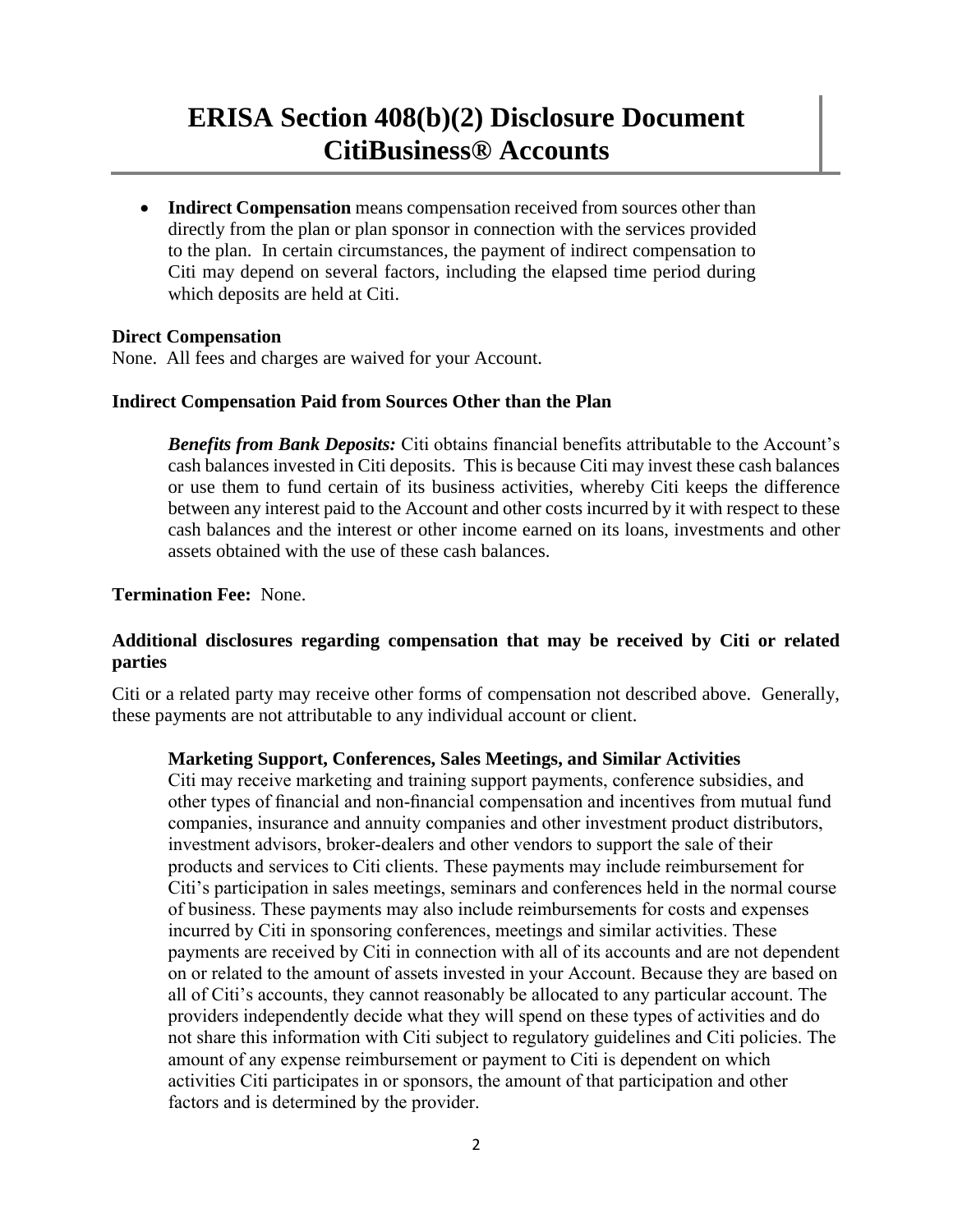- **Indirect Compensation** means compensation received from sources other than directly from the plan or plan sponsor in connection with the services provided to the plan. In certain circumstances, the payment of indirect compensation to Citi may depend on several factors, including the elapsed time period during which deposits are held at Citi.

**Direct Compensation**

None. All fees and charges are waived for your Account.

**Indirect Compensation Paid from Sources Other than the Plan**

***Benefits from Bank Deposits:*** Citi obtains financial benefits attributable to the Account's cash balances invested in Citi deposits. This is because Citi may invest these cash balances or use them to fund certain of its business activities, whereby Citi keeps the difference between any interest paid to the Account and other costs incurred by it with respect to these cash balances and the interest or other income earned on its loans, investments and other assets obtained with the use of these cash balances.

**Termination Fee:** None.

**Additional disclosures regarding compensation that may be received by Citi or related parties**

Citi or a related party may receive other forms of compensation not described above. Generally, these payments are not attributable to any individual account or client.

**Marketing Support, Conferences, Sales Meetings, and Similar Activities**

Citi may receive marketing and training support payments, conference subsidies, and other types of financial and non-financial compensation and incentives from mutual fund companies, insurance and annuity companies and other investment product distributors, investment advisors, broker-dealers and other vendors to support the sale of their products and services to Citi clients. These payments may include reimbursement for Citi's participation in sales meetings, seminars and conferences held in the normal course of business. These payments may also include reimbursements for costs and expenses incurred by Citi in sponsoring conferences, meetings and similar activities. These payments are received by Citi in connection with all of its accounts and are not dependent on or related to the amount of assets invested in your Account. Because they are based on all of Citi's accounts, they cannot reasonably be allocated to any particular account. The providers independently decide what they will spend on these types of activities and do not share this information with Citi subject to regulatory guidelines and Citi policies. The amount of any expense reimbursement or payment to Citi is dependent on which activities Citi participates in or sponsors, the amount of that participation and other factors and is determined by the provider.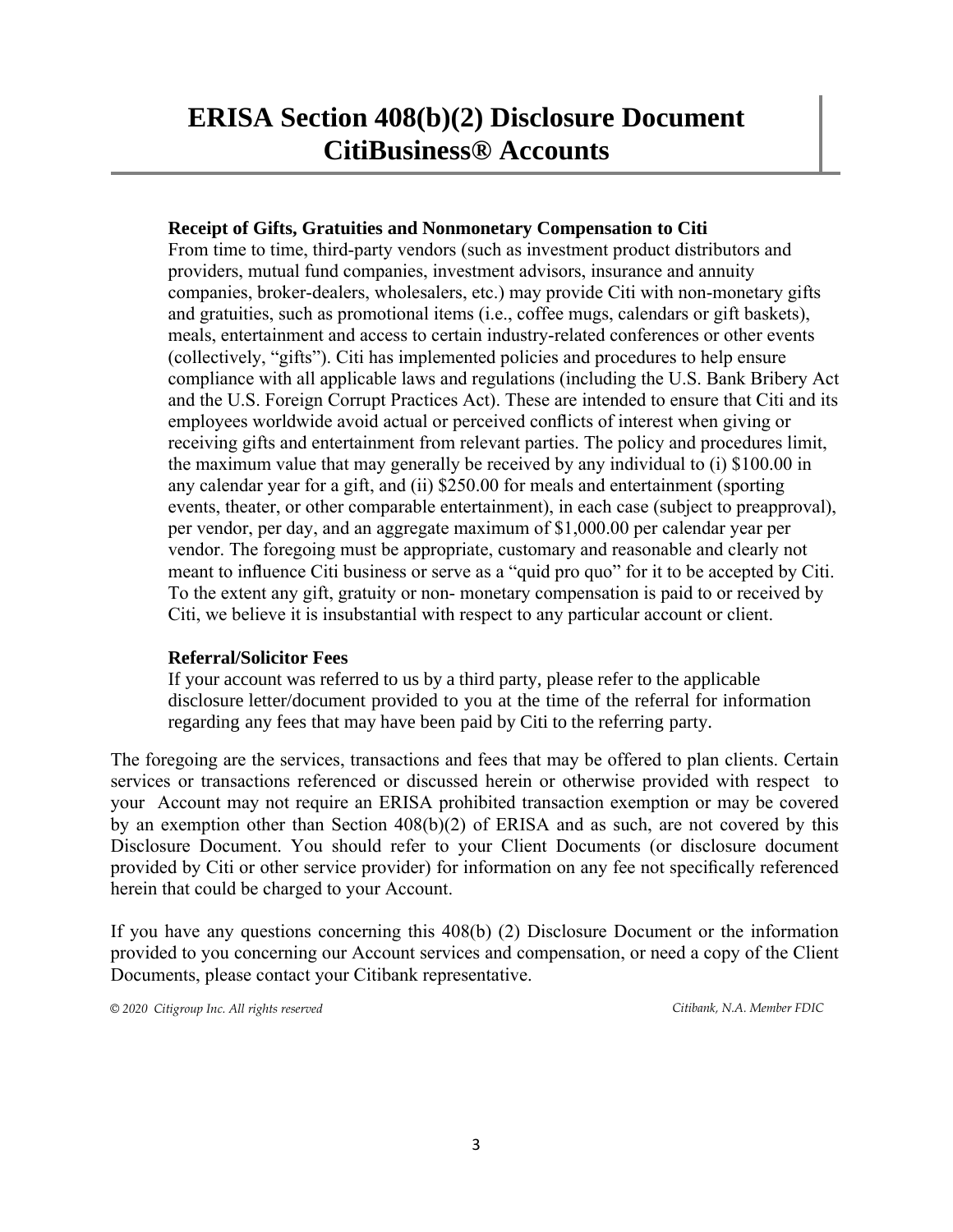# ERISA Section 408(b)(2) Disclosure Document CitiBusiness® Accounts

**Receipt of Gifts, Gratuities and Nonmonetary Compensation to Citi**

From time to time, third-party vendors (such as investment product distributors and providers, mutual fund companies, investment advisors, insurance and annuity companies, broker-dealers, wholesalers, etc.) may provide Citi with non-monetary gifts and gratuities, such as promotional items (i.e., coffee mugs, calendars or gift baskets), meals, entertainment and access to certain industry-related conferences or other events (collectively, "gifts"). Citi has implemented policies and procedures to help ensure compliance with all applicable laws and regulations (including the U.S. Bank Bribery Act and the U.S. Foreign Corrupt Practices Act). These are intended to ensure that Citi and its employees worldwide avoid actual or perceived conflicts of interest when giving or receiving gifts and entertainment from relevant parties. The policy and procedures limit, the maximum value that may generally be received by any individual to (i) $100.00 in any calendar year for a gift, and (ii) $250.00 for meals and entertainment (sporting events, theater, or other comparable entertainment), in each case (subject to preapproval), per vendor, per day, and an aggregate maximum of $1,000.00 per calendar year per vendor. The foregoing must be appropriate, customary and reasonable and clearly not meant to influence Citi business or serve as a "quid pro quo" for it to be accepted by Citi. To the extent any gift, gratuity or non- monetary compensation is paid to or received by Citi, we believe it is insubstantial with respect to any particular account or client.

**Referral/Solicitor Fees**

If your account was referred to us by a third party, please refer to the applicable disclosure letter/document provided to you at the time of the referral for information regarding any fees that may have been paid by Citi to the referring party.

The foregoing are the services, transactions and fees that may be offered to plan clients. Certain services or transactions referenced or discussed herein or otherwise provided with respect to your Account may not require an ERISA prohibited transaction exemption or may be covered by an exemption other than Section 408(b)(2) of ERISA and as such, are not covered by this Disclosure Document. You should refer to your Client Documents (or disclosure document provided by Citi or other service provider) for information on any fee not specifically referenced herein that could be charged to your Account.

If you have any questions concerning this 408(b) (2) Disclosure Document or the information provided to you concerning our Account services and compensation, or need a copy of the Client Documents, please contact your Citibank representative.

*© 2020 Citigroup Inc. All rights reserved* *Citibank, N.A. Member FDIC*